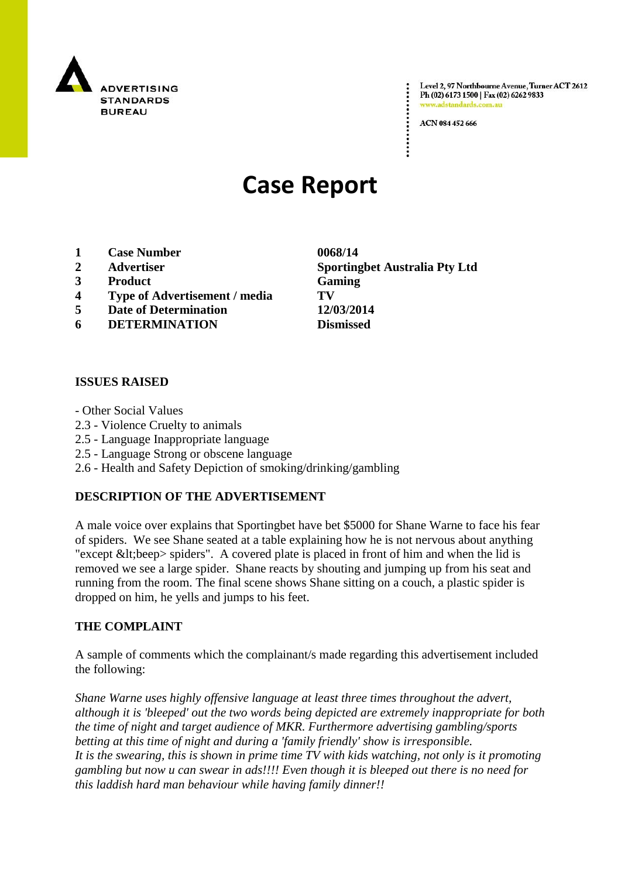ADVERTISING STANDARDS BUREAU

Level 2, 97 Northbourne Avenue, Turner ACT 2612
Ph (02) 6173 1500 | Fax (02) 6262 9833
www.adstandards.com.au

ACN 084 452 666

# Case Report

| | | |
|---|---|---|
| **1** | **Case Number** | **0068/14** |
| **2** | **Advertiser** | **Sportingbet Australia Pty Ltd** |
| **3** | **Product** | **Gaming** |
| **4** | **Type of Advertisement / media** | **TV** |
| **5** | **Date of Determination** | **12/03/2014** |
| **6** | **DETERMINATION** | **Dismissed** |

## ISSUES RAISED

- Other Social Values
2.3 - Violence Cruelty to animals
2.5 - Language Inappropriate language
2.5 - Language Strong or obscene language
2.6 - Health and Safety Depiction of smoking/drinking/gambling

## DESCRIPTION OF THE ADVERTISEMENT

A male voice over explains that Sportingbet have bet $5000 for Shane Warne to face his fear of spiders. We see Shane seated at a table explaining how he is not nervous about anything "except &lt;beep> spiders". A covered plate is placed in front of him and when the lid is removed we see a large spider. Shane reacts by shouting and jumping up from his seat and running from the room. The final scene shows Shane sitting on a couch, a plastic spider is dropped on him, he yells and jumps to his feet.

## THE COMPLAINT

A sample of comments which the complainant/s made regarding this advertisement included the following:

*Shane Warne uses highly offensive language at least three times throughout the advert, although it is 'bleeped' out the two words being depicted are extremely inappropriate for both the time of night and target audience of MKR. Furthermore advertising gambling/sports betting at this time of night and during a 'family friendly' show is irresponsible.*
*It is the swearing, this is shown in prime time TV with kids watching, not only is it promoting gambling but now u can swear in ads!!!! Even though it is bleeped out there is no need for this laddish hard man behaviour while having family dinner!!*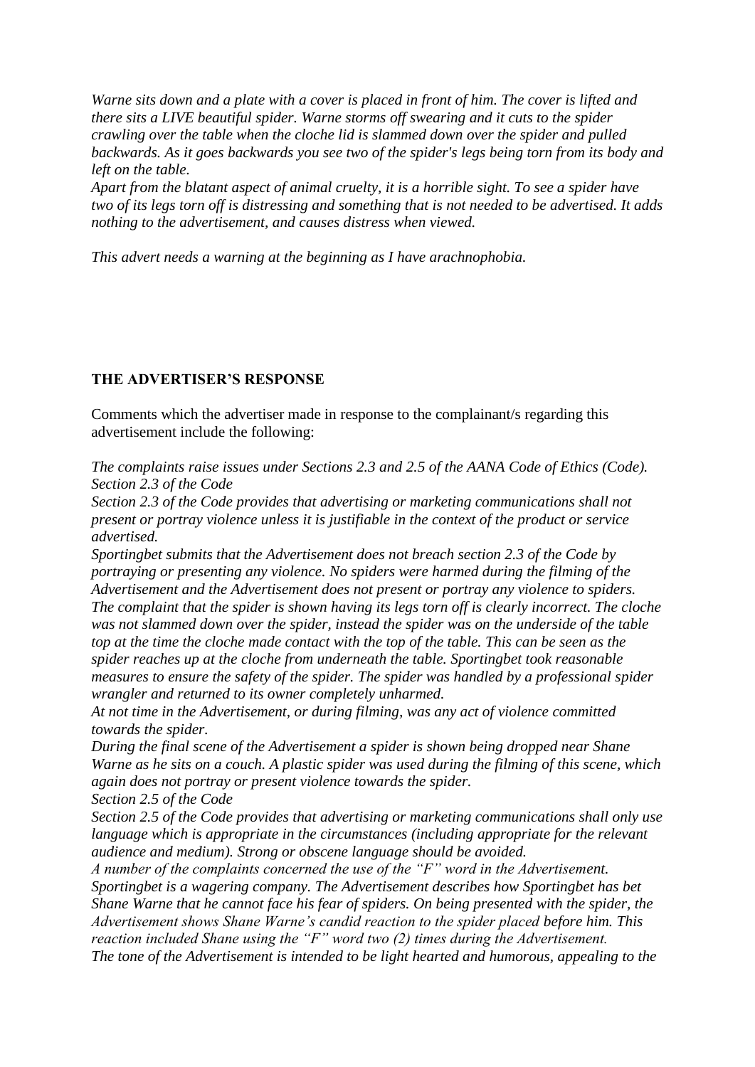*Warne sits down and a plate with a cover is placed in front of him. The cover is lifted and there sits a LIVE beautiful spider. Warne storms off swearing and it cuts to the spider crawling over the table when the cloche lid is slammed down over the spider and pulled backwards. As it goes backwards you see two of the spider's legs being torn from its body and left on the table.*
*Apart from the blatant aspect of animal cruelty, it is a horrible sight. To see a spider have two of its legs torn off is distressing and something that is not needed to be advertised. It adds nothing to the advertisement, and causes distress when viewed.*

*This advert needs a warning at the beginning as I have arachnophobia.*

**THE ADVERTISER'S RESPONSE**

Comments which the advertiser made in response to the complainant/s regarding this advertisement include the following:

*The complaints raise issues under Sections 2.3 and 2.5 of the AANA Code of Ethics (Code).*
*Section 2.3 of the Code*
*Section 2.3 of the Code provides that advertising or marketing communications shall not present or portray violence unless it is justifiable in the context of the product or service advertised.*
*Sportingbet submits that the Advertisement does not breach section 2.3 of the Code by portraying or presenting any violence. No spiders were harmed during the filming of the Advertisement and the Advertisement does not present or portray any violence to spiders.*
*The complaint that the spider is shown having its legs torn off is clearly incorrect. The cloche was not slammed down over the spider, instead the spider was on the underside of the table top at the time the cloche made contact with the top of the table. This can be seen as the spider reaches up at the cloche from underneath the table. Sportingbet took reasonable measures to ensure the safety of the spider. The spider was handled by a professional spider wrangler and returned to its owner completely unharmed.*
*At not time in the Advertisement, or during filming, was any act of violence committed towards the spider.*
*During the final scene of the Advertisement a spider is shown being dropped near Shane Warne as he sits on a couch. A plastic spider was used during the filming of this scene, which again does not portray or present violence towards the spider.*
*Section 2.5 of the Code*
*Section 2.5 of the Code provides that advertising or marketing communications shall only use language which is appropriate in the circumstances (including appropriate for the relevant audience and medium). Strong or obscene language should be avoided.*
*A number of the complaints concerned the use of the "F" word in the Advertisement.*
*Sportingbet is a wagering company. The Advertisement describes how Sportingbet has bet Shane Warne that he cannot face his fear of spiders. On being presented with the spider, the Advertisement shows Shane Warne's candid reaction to the spider placed before him. This reaction included Shane using the "F" word two (2) times during the Advertisement.*
*The tone of the Advertisement is intended to be light hearted and humorous, appealing to the*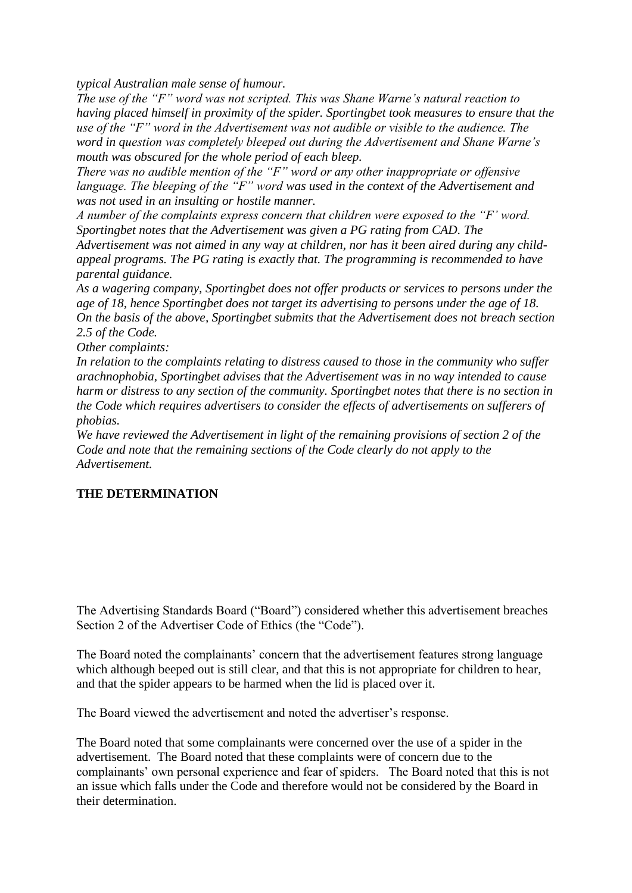*typical Australian male sense of humour.*

*The use of the "F" word was not scripted. This was Shane Warne's natural reaction to having placed himself in proximity of the spider. Sportingbet took measures to ensure that the use of the "F" word in the Advertisement was not audible or visible to the audience. The word in question was completely bleeped out during the Advertisement and Shane Warne's mouth was obscured for the whole period of each bleep.*

*There was no audible mention of the "F" word or any other inappropriate or offensive language. The bleeping of the "F" word was used in the context of the Advertisement and was not used in an insulting or hostile manner.*

*A number of the complaints express concern that children were exposed to the "F' word. Sportingbet notes that the Advertisement was given a PG rating from CAD. The Advertisement was not aimed in any way at children, nor has it been aired during any child-appeal programs. The PG rating is exactly that. The programming is recommended to have parental guidance.*

*As a wagering company, Sportingbet does not offer products or services to persons under the age of 18, hence Sportingbet does not target its advertising to persons under the age of 18.*

*On the basis of the above, Sportingbet submits that the Advertisement does not breach section 2.5 of the Code.*

*Other complaints:*

*In relation to the complaints relating to distress caused to those in the community who suffer arachnophobia, Sportingbet advises that the Advertisement was in no way intended to cause harm or distress to any section of the community. Sportingbet notes that there is no section in the Code which requires advertisers to consider the effects of advertisements on sufferers of phobias.*

*We have reviewed the Advertisement in light of the remaining provisions of section 2 of the Code and note that the remaining sections of the Code clearly do not apply to the Advertisement.*

## THE DETERMINATION

The Advertising Standards Board ("Board") considered whether this advertisement breaches Section 2 of the Advertiser Code of Ethics (the "Code").

The Board noted the complainants' concern that the advertisement features strong language which although beeped out is still clear, and that this is not appropriate for children to hear, and that the spider appears to be harmed when the lid is placed over it.

The Board viewed the advertisement and noted the advertiser's response.

The Board noted that some complainants were concerned over the use of a spider in the advertisement. The Board noted that these complaints were of concern due to the complainants' own personal experience and fear of spiders. The Board noted that this is not an issue which falls under the Code and therefore would not be considered by the Board in their determination.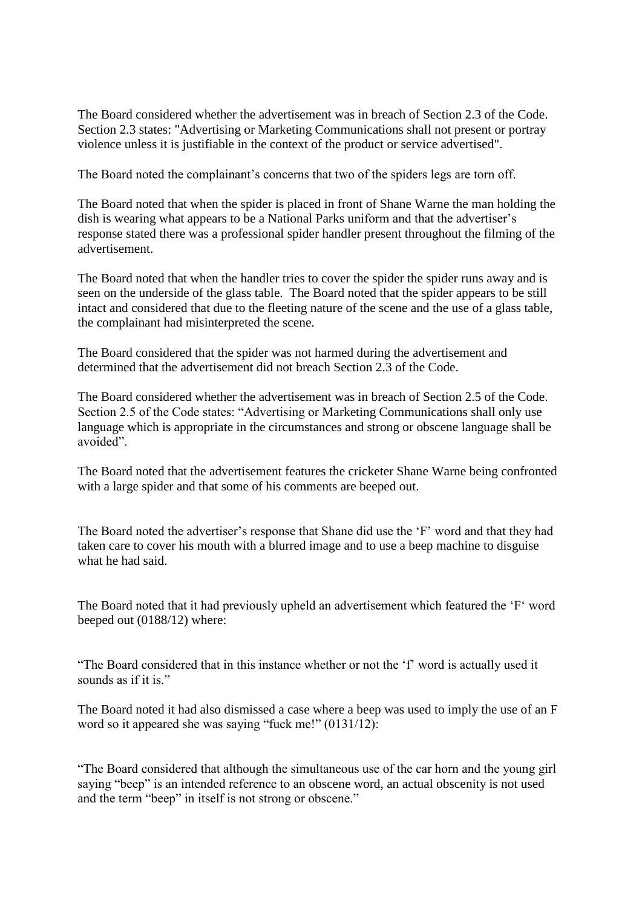The Board considered whether the advertisement was in breach of Section 2.3 of the Code. Section 2.3 states: "Advertising or Marketing Communications shall not present or portray violence unless it is justifiable in the context of the product or service advertised".

The Board noted the complainant's concerns that two of the spiders legs are torn off.

The Board noted that when the spider is placed in front of Shane Warne the man holding the dish is wearing what appears to be a National Parks uniform and that the advertiser's response stated there was a professional spider handler present throughout the filming of the advertisement.

The Board noted that when the handler tries to cover the spider the spider runs away and is seen on the underside of the glass table. The Board noted that the spider appears to be still intact and considered that due to the fleeting nature of the scene and the use of a glass table, the complainant had misinterpreted the scene.

The Board considered that the spider was not harmed during the advertisement and determined that the advertisement did not breach Section 2.3 of the Code.

The Board considered whether the advertisement was in breach of Section 2.5 of the Code. Section 2.5 of the Code states: "Advertising or Marketing Communications shall only use language which is appropriate in the circumstances and strong or obscene language shall be avoided".

The Board noted that the advertisement features the cricketer Shane Warne being confronted with a large spider and that some of his comments are beeped out.

The Board noted the advertiser's response that Shane did use the 'F' word and that they had taken care to cover his mouth with a blurred image and to use a beep machine to disguise what he had said.

The Board noted that it had previously upheld an advertisement which featured the 'F' word beeped out (0188/12) where:

"The Board considered that in this instance whether or not the 'f' word is actually used it sounds as if it is."

The Board noted it had also dismissed a case where a beep was used to imply the use of an F word so it appeared she was saying "fuck me!" (0131/12):

"The Board considered that although the simultaneous use of the car horn and the young girl saying "beep" is an intended reference to an obscene word, an actual obscenity is not used and the term "beep" in itself is not strong or obscene."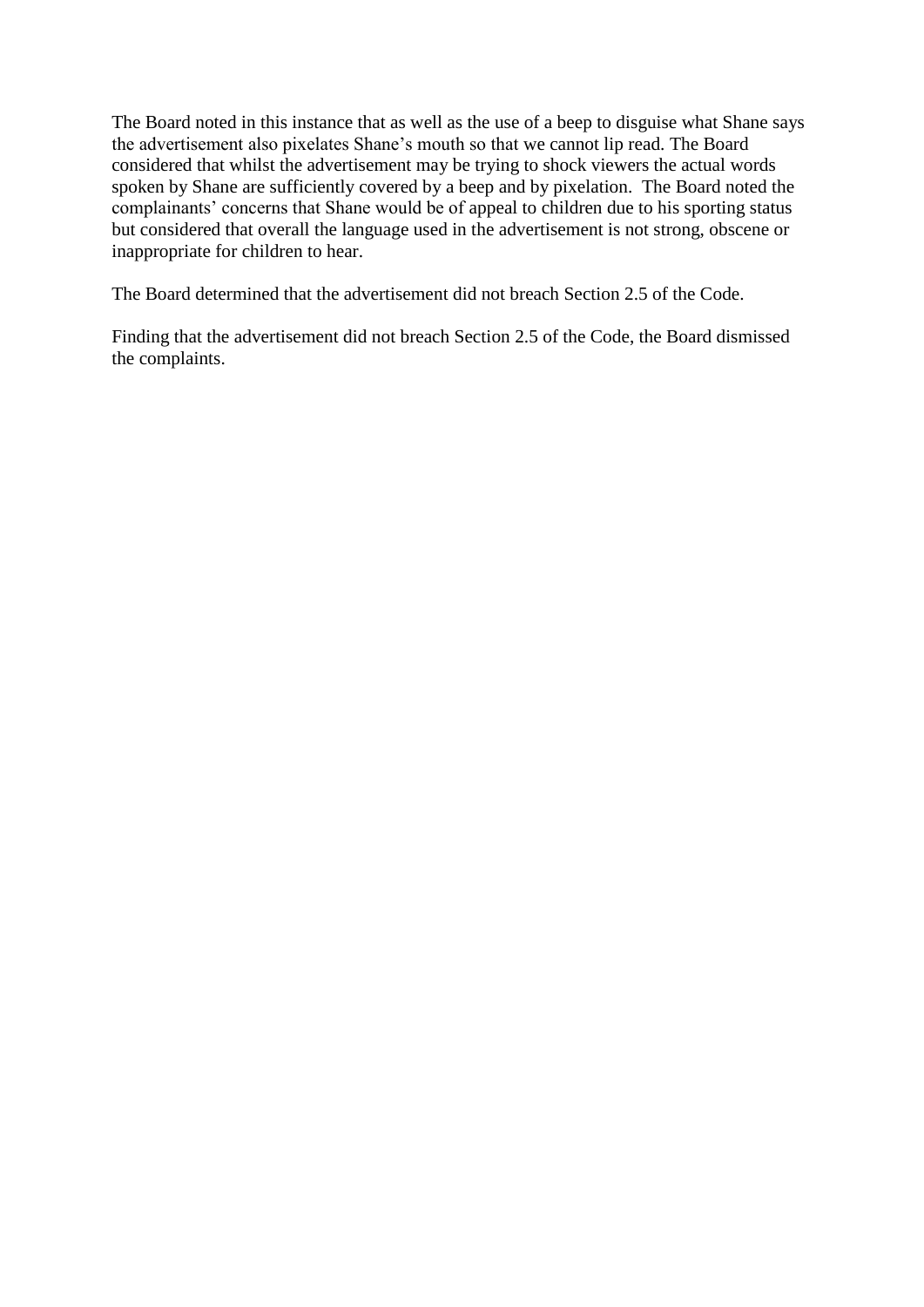The Board noted in this instance that as well as the use of a beep to disguise what Shane says the advertisement also pixelates Shane's mouth so that we cannot lip read. The Board considered that whilst the advertisement may be trying to shock viewers the actual words spoken by Shane are sufficiently covered by a beep and by pixelation. The Board noted the complainants' concerns that Shane would be of appeal to children due to his sporting status but considered that overall the language used in the advertisement is not strong, obscene or inappropriate for children to hear.

The Board determined that the advertisement did not breach Section 2.5 of the Code.

Finding that the advertisement did not breach Section 2.5 of the Code, the Board dismissed the complaints.